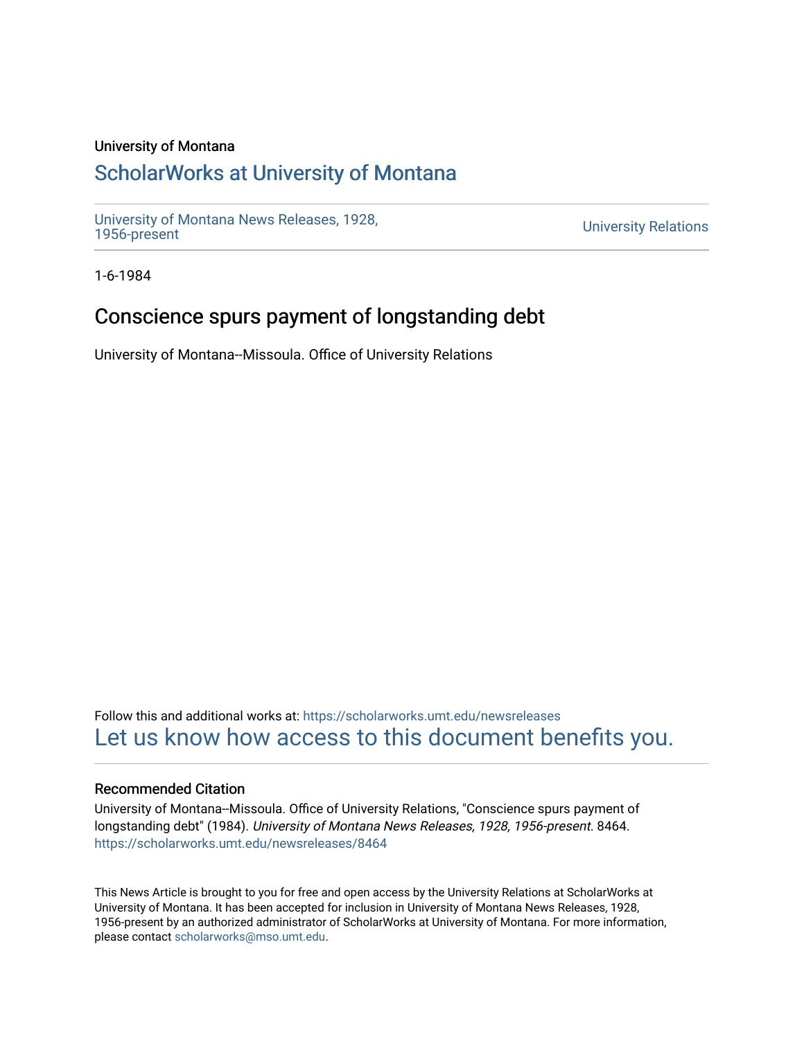University of Montana

# ScholarWorks at University of Montana

University of Montana News Releases, 1928, 1956-present

University Relations

1-6-1984

## Conscience spurs payment of longstanding debt

University of Montana--Missoula. Office of University Relations

Follow this and additional works at: https://scholarworks.umt.edu/newsreleases

Let us know how access to this document benefits you.

### Recommended Citation

University of Montana--Missoula. Office of University Relations, "Conscience spurs payment of longstanding debt" (1984). *University of Montana News Releases, 1928, 1956-present*. 8464.
https://scholarworks.umt.edu/newsreleases/8464

This News Article is brought to you for free and open access by the University Relations at ScholarWorks at University of Montana. It has been accepted for inclusion in University of Montana News Releases, 1928, 1956-present by an authorized administrator of ScholarWorks at University of Montana. For more information, please contact scholarworks@mso.umt.edu.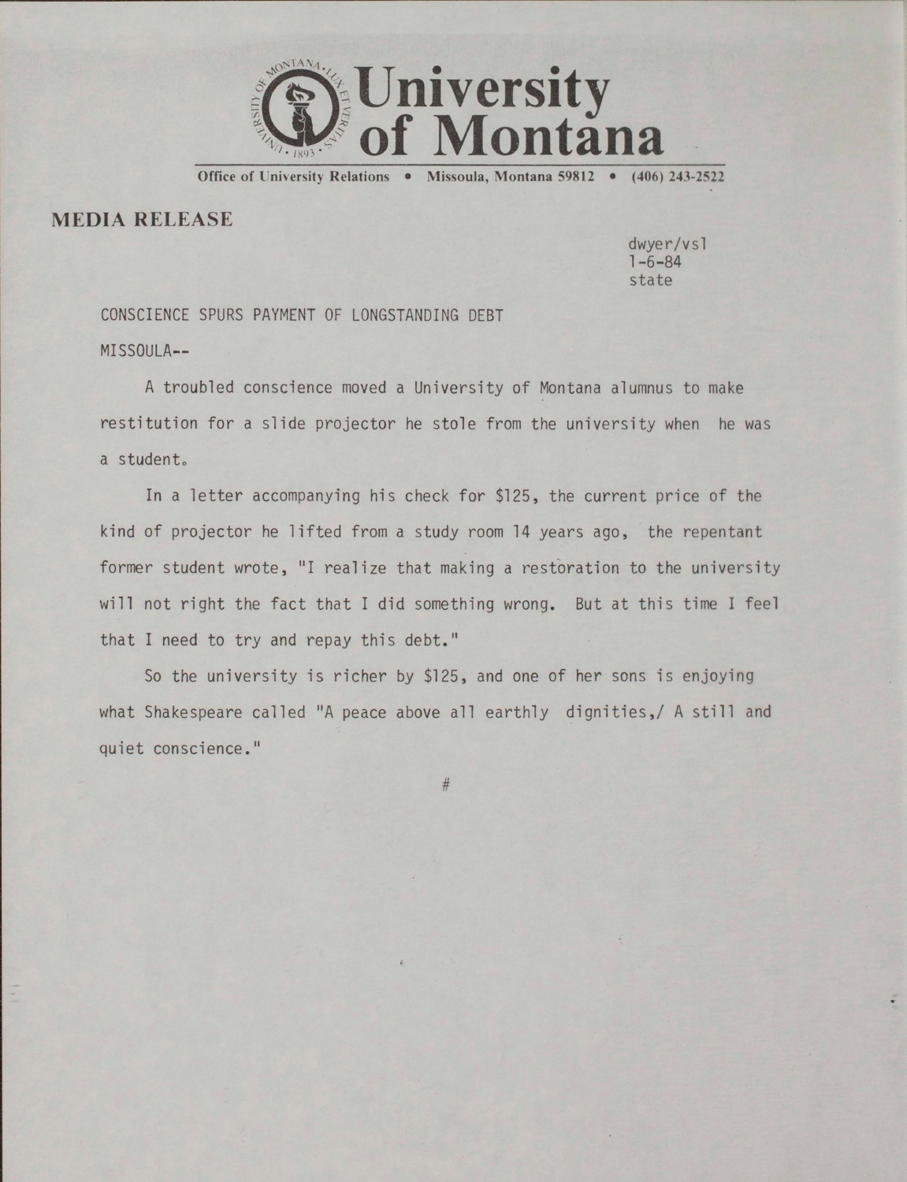# University of Montana

Office of University Relations • Missoula, Montana 59812 • (406) 243-2522

## MEDIA RELEASE

dwyer/vsl
1-6-84
state

CONSCIENCE SPURS PAYMENT OF LONGSTANDING DEBT

MISSOULA--

A troubled conscience moved a University of Montana alumnus to make restitution for a slide projector he stole from the university when he was a student.

In a letter accompanying his check for $125, the current price of the kind of projector he lifted from a study room 14 years ago, the repentant former student wrote, "I realize that making a restoration to the university will not right the fact that I did something wrong. But at this time I feel that I need to try and repay this debt."

So the university is richer by $125, and one of her sons is enjoying what Shakespeare called "A peace above all earthly dignities,/ A still and quiet conscience."

#